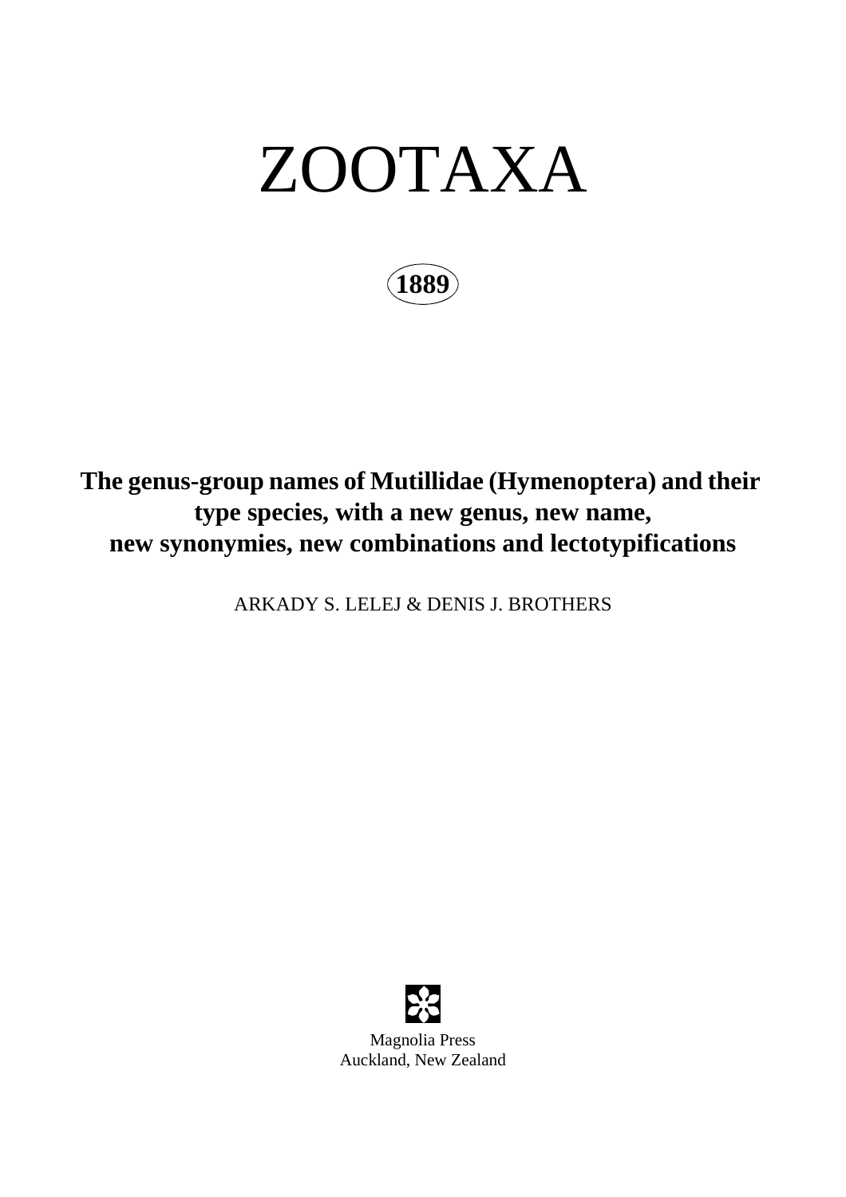# ZOOTAXA

**1889**

## The genus-group names of Mutillidae (Hymenoptera) and their type species, with a new genus, new name, new synonymies, new combinations and lectotypifications

ARKADY S. LELEJ & DENIS J. BROTHERS

Magnolia Press
Auckland, New Zealand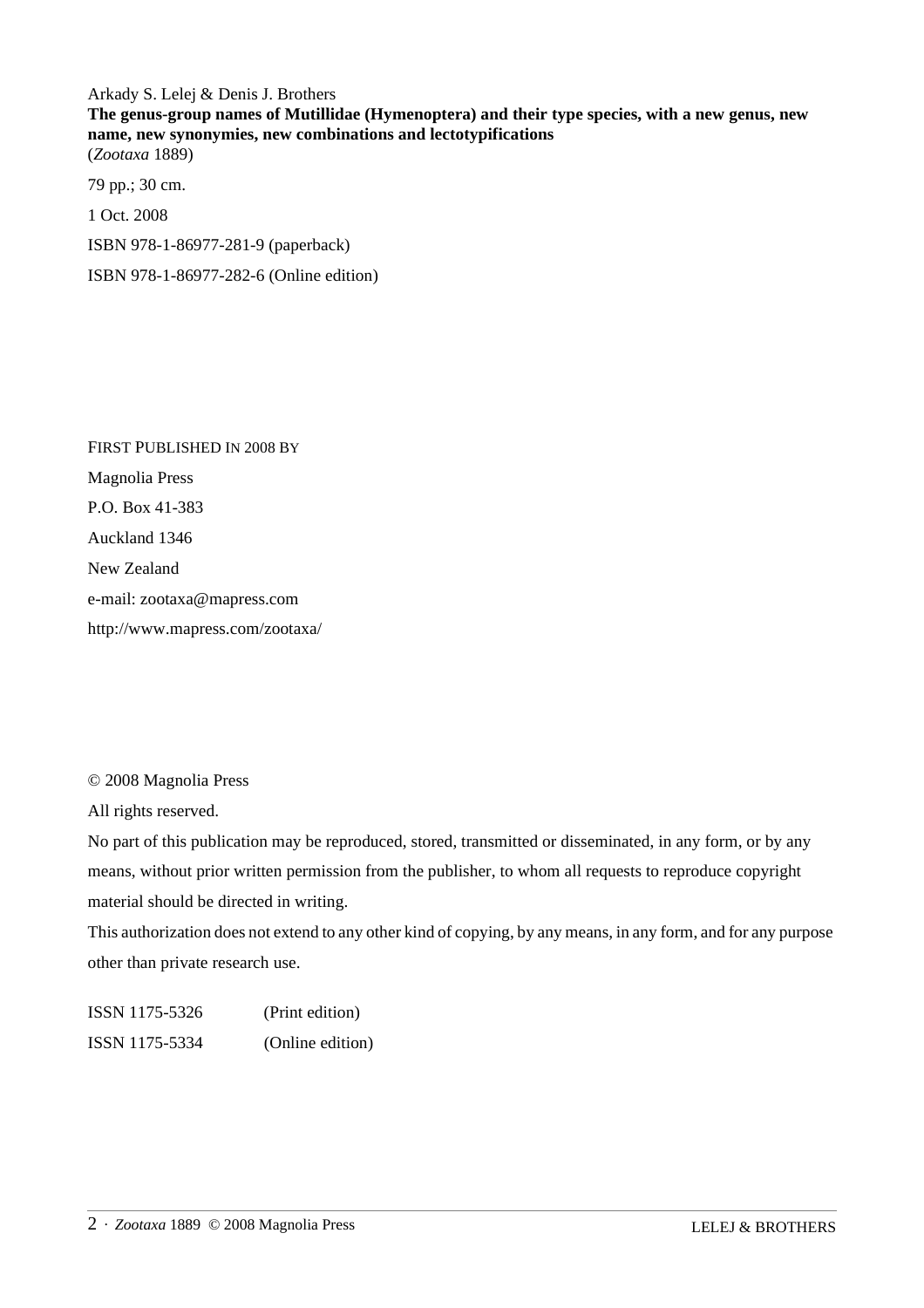Arkady S. Lelej & Denis J. Brothers

**The genus-group names of Mutillidae (Hymenoptera) and their type species, with a new genus, new name, new synonymies, new combinations and lectotypifications**

(*Zootaxa* 1889)

79 pp.; 30 cm.

1 Oct. 2008

ISBN 978-1-86977-281-9 (paperback)

ISBN 978-1-86977-282-6 (Online edition)

FIRST PUBLISHED IN 2008 BY

Magnolia Press

P.O. Box 41-383

Auckland 1346

New Zealand

e-mail: zootaxa@mapress.com

http://www.mapress.com/zootaxa/

© 2008 Magnolia Press

All rights reserved.

No part of this publication may be reproduced, stored, transmitted or disseminated, in any form, or by any means, without prior written permission from the publisher, to whom all requests to reproduce copyright material should be directed in writing.

This authorization does not extend to any other kind of copying, by any means, in any form, and for any purpose other than private research use.

ISSN 1175-5326 (Print edition)

ISSN 1175-5334 (Online edition)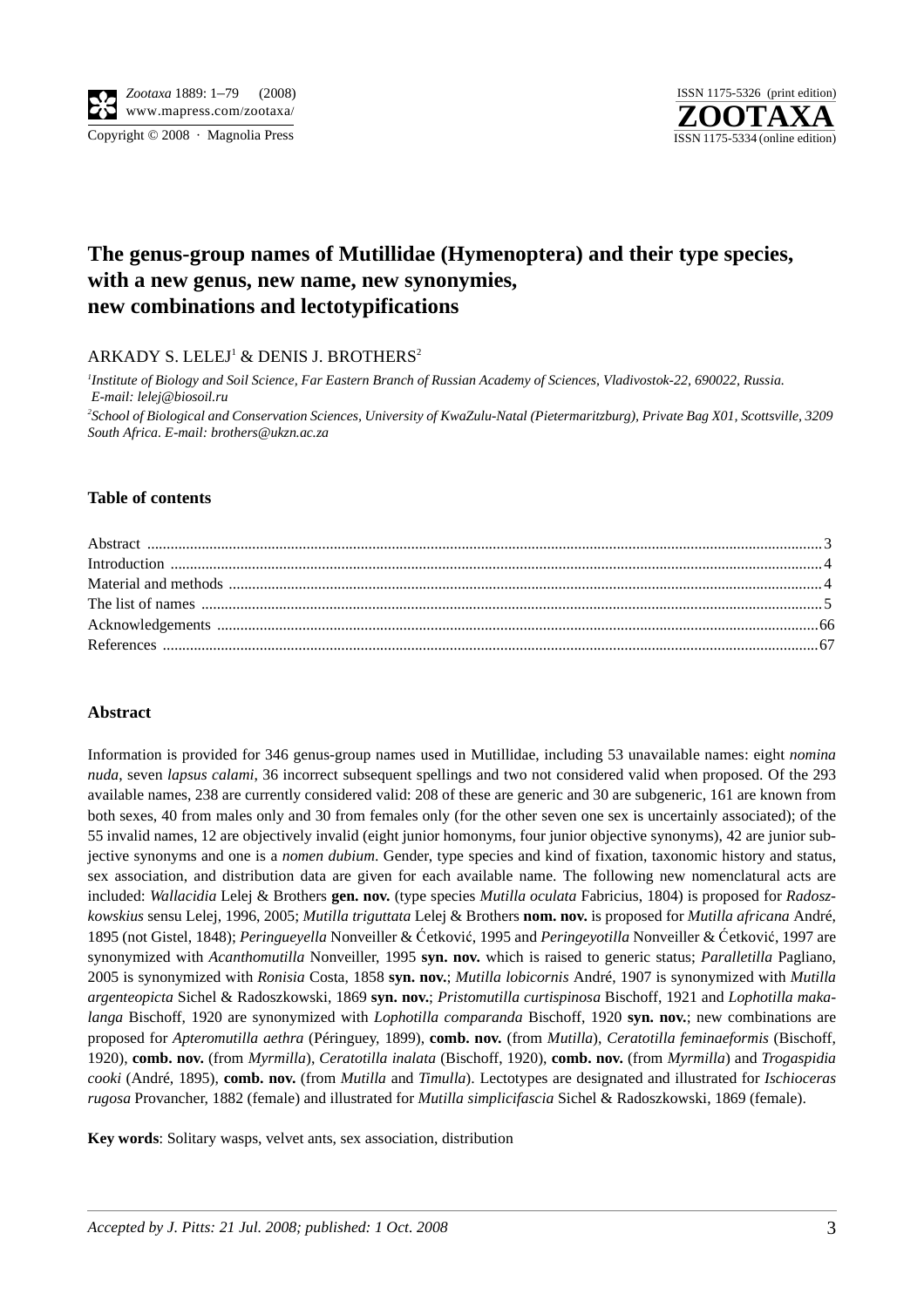# The genus-group names of Mutillidae (Hymenoptera) and their type species, with a new genus, new name, new synonymies, new combinations and lectotypifications

ARKADY S. LELEJ[1] & DENIS J. BROTHERS[2]

[1]*Institute of Biology and Soil Science, Far Eastern Branch of Russian Academy of Sciences, Vladivostok-22, 690022, Russia. E-mail: lelej@biosoil.ru*

[2]*School of Biological and Conservation Sciences, University of KwaZulu-Natal (Pietermaritzburg), Private Bag X01, Scottsville, 3209 South Africa. E-mail: brothers@ukzn.ac.za*

## Table of contents

Abstract .......... 3
Introduction .......... 4
Material and methods .......... 4
The list of names .......... 5
Acknowledgements .......... 66
References .......... 67

## Abstract

Information is provided for 346 genus-group names used in Mutillidae, including 53 unavailable names: eight *nomina nuda*, seven *lapsus calami*, 36 incorrect subsequent spellings and two not considered valid when proposed. Of the 293 available names, 238 are currently considered valid: 208 of these are generic and 30 are subgeneric, 161 are known from both sexes, 40 from males only and 30 from females only (for the other seven one sex is uncertainly associated); of the 55 invalid names, 12 are objectively invalid (eight junior homonyms, four junior objective synonyms), 42 are junior subjective synonyms and one is a *nomen dubium*. Gender, type species and kind of fixation, taxonomic history and status, sex association, and distribution data are given for each available name. The following new nomenclatural acts are included: *Wallacidia* Lelej & Brothers **gen. nov.** (type species *Mutilla oculata* Fabricius, 1804) is proposed for *Radoszkowskius* sensu Lelej, 1996, 2005; *Mutilla triguttata* Lelej & Brothers **nom. nov.** is proposed for *Mutilla africana* André, 1895 (not Gistel, 1848); *Peringueyella* Nonveiller & Ćetković, 1995 and *Peringeyotilla* Nonveiller & Ćetković, 1997 are synonymized with *Acanthomutilla* Nonveiller, 1995 **syn. nov.** which is raised to generic status; *Paralletilla* Pagliano, 2005 is synonymized with *Ronisia* Costa, 1858 **syn. nov.**; *Mutilla lobicornis* André, 1907 is synonymized with *Mutilla argenteopicta* Sichel & Radoszkowski, 1869 **syn. nov.**; *Pristomutilla curtispinosa* Bischoff, 1921 and *Lophotilla makalanga* Bischoff, 1920 are synonymized with *Lophotilla comparanda* Bischoff, 1920 **syn. nov.**; new combinations are proposed for *Apteromutilla aethra* (Péringuey, 1899), **comb. nov.** (from *Mutilla*), *Ceratotilla feminaeformis* (Bischoff, 1920), **comb. nov.** (from *Myrmilla*), *Ceratotilla inalata* (Bischoff, 1920), **comb. nov.** (from *Myrmilla*) and *Trogaspidia cooki* (André, 1895), **comb. nov.** (from *Mutilla* and *Timulla*). Lectotypes are designated and illustrated for *Ischioceras rugosa* Provancher, 1882 (female) and illustrated for *Mutilla simplicifascia* Sichel & Radoszkowski, 1869 (female).

**Key words**: Solitary wasps, velvet ants, sex association, distribution

*Accepted by J. Pitts: 21 Jul. 2008; published: 1 Oct. 2008*